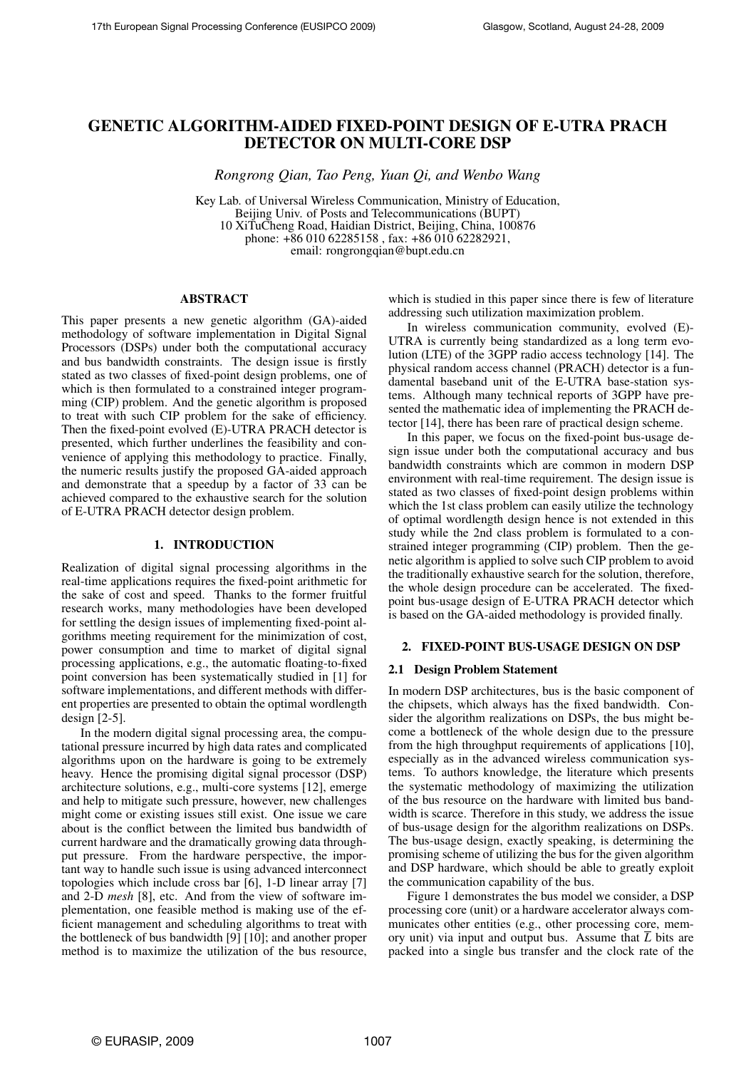# GENETIC ALGORITHM-AIDED FIXED-POINT DESIGN OF E-UTRA PRACH DETECTOR ON MULTI-CORE DSP

*Rongrong Qian, Tao Peng, Yuan Qi, and Wenbo Wang*

Key Lab. of Universal Wireless Communication, Ministry of Education,
Beijing Univ. of Posts and Telecommunications (BUPT)
10 XiTuCheng Road, Haidian District, Beijing, China, 100876
phone: +86 010 62285158 , fax: +86 010 62282921,
email: rongrongqian@bupt.edu.cn

## ABSTRACT

This paper presents a new genetic algorithm (GA)-aided methodology of software implementation in Digital Signal Processors (DSPs) under both the computational accuracy and bus bandwidth constraints. The design issue is firstly stated as two classes of fixed-point design problems, one of which is then formulated to a constrained integer programming (CIP) problem. And the genetic algorithm is proposed to treat with such CIP problem for the sake of efficiency. Then the fixed-point evolved (E)-UTRA PRACH detector is presented, which further underlines the feasibility and convenience of applying this methodology to practice. Finally, the numeric results justify the proposed GA-aided approach and demonstrate that a speedup by a factor of 33 can be achieved compared to the exhaustive search for the solution of E-UTRA PRACH detector design problem.

## 1. INTRODUCTION

Realization of digital signal processing algorithms in the real-time applications requires the fixed-point arithmetic for the sake of cost and speed. Thanks to the former fruitful research works, many methodologies have been developed for settling the design issues of implementing fixed-point algorithms meeting requirement for the minimization of cost, power consumption and time to market of digital signal processing applications, e.g., the automatic floating-to-fixed point conversion has been systematically studied in [1] for software implementations, and different methods with different properties are presented to obtain the optimal wordlength design [2-5].

In the modern digital signal processing area, the computational pressure incurred by high data rates and complicated algorithms upon on the hardware is going to be extremely heavy. Hence the promising digital signal processor (DSP) architecture solutions, e.g., multi-core systems [12], emerge and help to mitigate such pressure, however, new challenges might come or existing issues still exist. One issue we care about is the conflict between the limited bus bandwidth of current hardware and the dramatically growing data throughput pressure. From the hardware perspective, the important way to handle such issue is using advanced interconnect topologies which include cross bar [6], 1-D linear array [7] and 2-D *mesh* [8], etc. And from the view of software implementation, one feasible method is making use of the efficient management and scheduling algorithms to treat with the bottleneck of bus bandwidth [9] [10]; and another proper method is to maximize the utilization of the bus resource, which is studied in this paper since there is few of literature addressing such utilization maximization problem.

In wireless communication community, evolved (E)-UTRA is currently being standardized as a long term evolution (LTE) of the 3GPP radio access technology [14]. The physical random access channel (PRACH) detector is a fundamental baseband unit of the E-UTRA base-station systems. Although many technical reports of 3GPP have presented the mathematic idea of implementing the PRACH detector [14], there has been rare of practical design scheme.

In this paper, we focus on the fixed-point bus-usage design issue under both the computational accuracy and bus bandwidth constraints which are common in modern DSP environment with real-time requirement. The design issue is stated as two classes of fixed-point design problems within which the 1st class problem can easily utilize the technology of optimal wordlength design hence is not extended in this study while the 2nd class problem is formulated to a constrained integer programming (CIP) problem. Then the genetic algorithm is applied to solve such CIP problem to avoid the traditionally exhaustive search for the solution, therefore, the whole design procedure can be accelerated. The fixed-point bus-usage design of E-UTRA PRACH detector which is based on the GA-aided methodology is provided finally.

## 2. FIXED-POINT BUS-USAGE DESIGN ON DSP

### 2.1 Design Problem Statement

In modern DSP architectures, bus is the basic component of the chipsets, which always has the fixed bandwidth. Consider the algorithm realizations on DSPs, the bus might become a bottleneck of the whole design due to the pressure from the high throughput requirements of applications [10], especially as in the advanced wireless communication systems. To authors knowledge, the literature which presents the systematic methodology of maximizing the utilization of the bus resource on the hardware with limited bus bandwidth is scarce. Therefore in this study, we address the issue of bus-usage design for the algorithm realizations on DSPs. The bus-usage design, exactly speaking, is determining the promising scheme of utilizing the bus for the given algorithm and DSP hardware, which should be able to greatly exploit the communication capability of the bus.

Figure 1 demonstrates the bus model we consider, a DSP processing core (unit) or a hardware accelerator always communicates other entities (e.g., other processing core, memory unit) via input and output bus. Assume that $\overline{L}$ bits are packed into a single bus transfer and the clock rate of the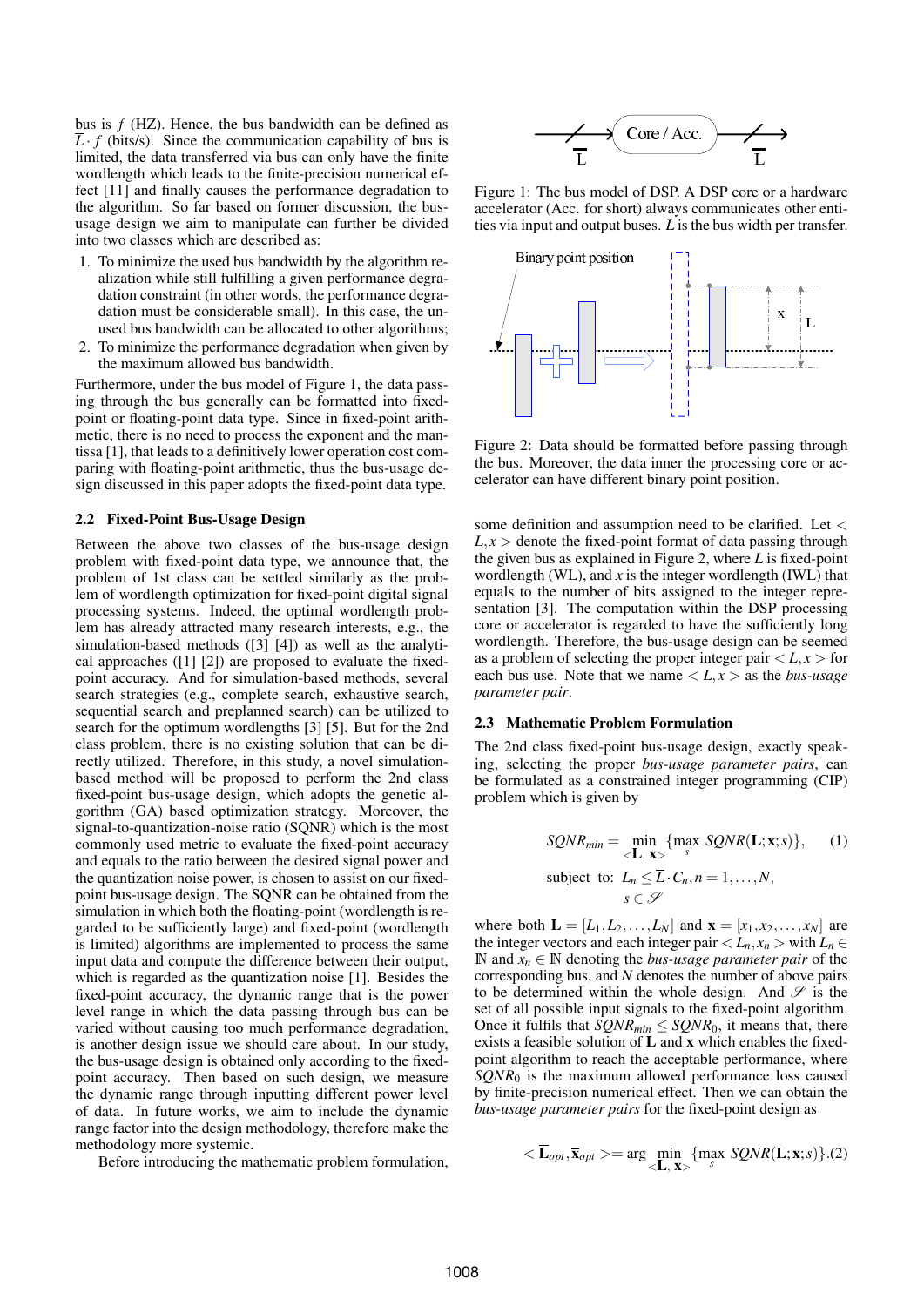bus is $f$ (HZ). Hence, the bus bandwidth can be defined as $\overline{L} \cdot f$ (bits/s). Since the communication capability of bus is limited, the data transferred via bus can only have the finite wordlength which leads to the finite-precision numerical effect [11] and finally causes the performance degradation to the algorithm. So far based on former discussion, the bus-usage design we aim to manipulate can further be divided into two classes which are described as:

1. To minimize the used bus bandwidth by the algorithm realization while still fulfilling a given performance degradation constraint (in other words, the performance degradation must be considerable small). In this case, the unused bus bandwidth can be allocated to other algorithms;
2. To minimize the performance degradation when given by the maximum allowed bus bandwidth.

Furthermore, under the bus model of Figure 1, the data passing through the bus generally can be formatted into fixed-point or floating-point data type. Since in fixed-point arithmetic, there is no need to process the exponent and the mantissa [1], that leads to a definitively lower operation cost comparing with floating-point arithmetic, thus the bus-usage design discussed in this paper adopts the fixed-point data type.

### 2.2 Fixed-Point Bus-Usage Design

Between the above two classes of the bus-usage design problem with fixed-point data type, we announce that, the problem of 1st class can be settled similarly as the problem of wordlength optimization for fixed-point digital signal processing systems. Indeed, the optimal wordlength problem has already attracted many research interests, e.g., the simulation-based methods ([3] [4]) as well as the analytical approaches ([1] [2]) are proposed to evaluate the fixed-point accuracy. And for simulation-based methods, several search strategies (e.g., complete search, exhaustive search, sequential search and preplanned search) can be utilized to search for the optimum wordlengths [3] [5]. But for the 2nd class problem, there is no existing solution that can be directly utilized. Therefore, in this study, a novel simulation-based method will be proposed to perform the 2nd class fixed-point bus-usage design, which adopts the genetic algorithm (GA) based optimization strategy. Moreover, the signal-to-quantization-noise ratio (SQNR) which is the most commonly used metric to evaluate the fixed-point accuracy and equals to the ratio between the desired signal power and the quantization noise power, is chosen to assist on our fixed-point bus-usage design. The SQNR can be obtained from the simulation in which both the floating-point (wordlength is regarded to be sufficiently large) and fixed-point (wordlength is limited) algorithms are implemented to process the same input data and compute the difference between their output, which is regarded as the quantization noise [1]. Besides the fixed-point accuracy, the dynamic range that is the power level range in which the data passing through bus can be varied without causing too much performance degradation, is another design issue we should care about. In our study, the bus-usage design is obtained only according to the fixed-point accuracy. Then based on such design, we measure the dynamic range through inputting different power level of data. In future works, we aim to include the dynamic range factor into the design methodology, therefore make the methodology more systemic.

Before introducing the mathematic problem formulation, some definition and assumption need to be clarified. Let $< L, x >$ denote the fixed-point format of data passing through the given bus as explained in Figure 2, where $L$ is fixed-point wordlength (WL), and $x$ is the integer wordlength (IWL) that equals to the number of bits assigned to the integer representation [3]. The computation within the DSP processing core or accelerator is regarded to have the sufficiently long wordlength. Therefore, the bus-usage design can be seemed as a problem of selecting the proper integer pair $< L, x >$ for each bus use. Note that we name $< L, x >$ as the *bus-usage parameter pair*.

Figure 1: The bus model of DSP. A DSP core or a hardware accelerator (Acc. for short) always communicates other entities via input and output buses. $\overline{L}$ is the bus width per transfer.

Figure 2: Data should be formatted before passing through the bus. Moreover, the data inner the processing core or accelerator can have different binary point position.

### 2.3 Mathematic Problem Formulation

The 2nd class fixed-point bus-usage design, exactly speaking, selecting the proper *bus-usage parameter pairs*, can be formulated as a constrained integer programming (CIP) problem which is given by

$$
\begin{aligned}
SQNR_{min} = & \min_{<\mathbf{L},\, \mathbf{x}>} \{\max_{s} SQNR(\mathbf{L}; \mathbf{x}; s)\}, \qquad (1)\\
\text{subject to: } & L_n \leq \overline{L} \cdot C_n, n = 1, \ldots, N, \\
& s \in \mathscr{S}
\end{aligned}
$$

where both $\mathbf{L} = [L_1, L_2, \ldots, L_N]$ and $\mathbf{x} = [x_1, x_2, \ldots, x_N]$ are the integer vectors and each integer pair $< L_n, x_n >$ with $L_n \in \mathbb{N}$ and $x_n \in \mathbb{N}$ denoting the *bus-usage parameter pair* of the corresponding bus, and $N$ denotes the number of above pairs to be determined within the whole design. And $\mathscr{S}$ is the set of all possible input signals to the fixed-point algorithm. Once it fulfils that $SQNR_{min} \leq SQNR_0$, it means that, there exists a feasible solution of $\mathbf{L}$ and $\mathbf{x}$ which enables the fixed-point algorithm to reach the acceptable performance, where $SQNR_0$ is the maximum allowed performance loss caused by finite-precision numerical effect. Then we can obtain the *bus-usage parameter pairs* for the fixed-point design as

$$
< \overline{\mathbf{L}}_{opt}, \overline{\mathbf{x}}_{opt} > = \arg \min_{<\mathbf{L},\, \mathbf{x}>} \{\max_{s} SQNR(\mathbf{L}; \mathbf{x}; s)\}. (2)
$$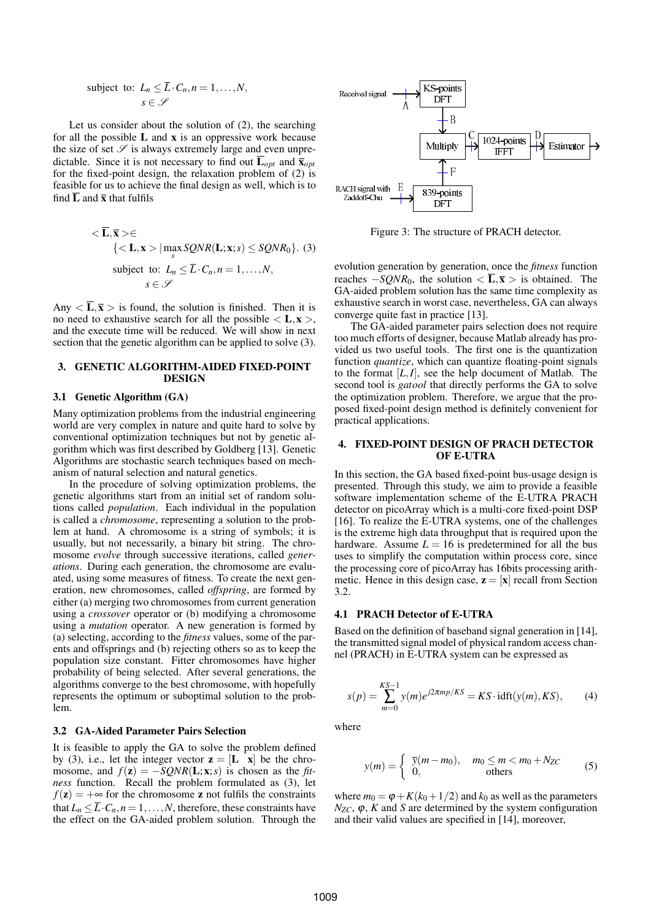$$\text{subject to: } L_n \le \overline{L}\cdot C_n, n=1,\ldots,N, \\ s \in \mathscr{S}$$

Let us consider about the solution of (2), the searching for all the possible $\mathbf{L}$ and $\mathbf{x}$ is an oppressive work because the size of set $\mathscr{S}$ is always extremely large and even unpredictable. Since it is not necessary to find out $\overline{\mathbf{L}}_{opt}$ and $\overline{\mathbf{x}}_{opt}$ for the fixed-point design, the relaxation problem of (2) is feasible for us to achieve the final design as well, which is to find $\overline{\mathbf{L}}$ and $\overline{\mathbf{x}}$ that fulfils

$$< \overline{\mathbf{L}}, \overline{\mathbf{x}} > \in \{< \mathbf{L}, \mathbf{x} > | \max_{s} SQNR(\mathbf{L};\mathbf{x};s) \le SQNR_0\}. \quad (3)$$
$$\text{subject to: } L_n \le \overline{L}\cdot C_n, n=1,\ldots,N, \\ s \in \mathscr{S}$$

Any $< \overline{\mathbf{L}}, \overline{\mathbf{x}} >$ is found, the solution is finished. Then it is no need to exhaustive search for all the possible $< \mathbf{L}, \mathbf{x} >$, and the execute time will be reduced. We will show in next section that the genetic algorithm can be applied to solve (3).

## 3. GENETIC ALGORITHM-AIDED FIXED-POINT DESIGN

### 3.1 Genetic Algorithm (GA)

Many optimization problems from the industrial engineering world are very complex in nature and quite hard to solve by conventional optimization techniques but not by genetic algorithm which was first described by Goldberg [13]. Genetic Algorithms are stochastic search techniques based on mechanism of natural selection and natural genetics.

In the procedure of solving optimization problems, the genetic algorithms start from an initial set of random solutions called *population*. Each individual in the population is called a *chromosome*, representing a solution to the problem at hand. A chromosome is a string of symbols; it is usually, but not necessarily, a binary bit string. The chromosome *evolve* through successive iterations, called *generations*. During each generation, the chromosome are evaluated, using some measures of fitness. To create the next generation, new chromosomes, called *offspring*, are formed by either (a) merging two chromosomes from current generation using a *crossover* operator or (b) modifying a chromosome using a *mutation* operator. A new generation is formed by (a) selecting, according to the *fitness* values, some of the parents and offsprings and (b) rejecting others so as to keep the population size constant. Fitter chromosomes have higher probability of being selected. After several generations, the algorithms converge to the best chromosome, with hopefully represents the optimum or suboptimal solution to the problem.

### 3.2 GA-Aided Parameter Pairs Selection

It is feasible to apply the GA to solve the problem defined by (3), i.e., let the integer vector $\mathbf{z} = [\mathbf{L} \ \ \mathbf{x}]$ be the chromosome, and $f(\mathbf{z}) = -SQNR(\mathbf{L};\mathbf{x};s)$ is chosen as the *fitness* function. Recall the problem formulated as (3), let $f(\mathbf{z}) = +\infty$ for the chromosome $\mathbf{z}$ not fulfils the constraints that $L_n \le \overline{L}\cdot C_n, n=1,\ldots,N$, therefore, these constraints have the effect on the GA-aided problem solution. Through the evolution generation by generation, once the *fitness* function reaches $-SQNR_0$, the solution $< \overline{\mathbf{L}}, \overline{\mathbf{x}} >$ is obtained. The GA-aided problem solution has the same time complexity as exhaustive search in worst case, nevertheless, GA can always converge quite fast in practice [13].

The GA-aided parameter pairs selection does not require too much efforts of designer, because Matlab already has provided us two useful tools. The first one is the quantization function *quantize*, which can quantize floating-point signals to the format $[L,I]$, see the help document of Matlab. The second tool is *gatool* that directly performs the GA to solve the optimization problem. Therefore, we argue that the proposed fixed-point design method is definitely convenient for practical applications.

Figure 3: The structure of PRACH detector.

## 4. FIXED-POINT DESIGN OF PRACH DETECTOR OF E-UTRA

In this section, the GA based fixed-point bus-usage design is presented. Through this study, we aim to provide a feasible software implementation scheme of the E-UTRA PRACH detector on picoArray which is a multi-core fixed-point DSP [16]. To realize the E-UTRA systems, one of the challenges is the extreme high data throughput that is required upon the hardware. Assume $L = 16$ is predetermined for all the bus uses to simplify the computation within process core, since the processing core of picoArray has 16bits processing arithmetic. Hence in this design case, $\mathbf{z} = [\mathbf{x}]$ recall from Section 3.2.

### 4.1 PRACH Detector of E-UTRA

Based on the definition of baseband signal generation in [14], the transmitted signal model of physical random access channel (PRACH) in E-UTRA system can be expressed as

$$s(p) = \sum_{m=0}^{KS-1} y(m) e^{j2\pi mp/KS} = KS \cdot \text{idft}(y(m), KS), \quad (4)$$

where

$$y(m) = \begin{cases} \overline{y}(m-m_0), & m_0 \le m < m_0 + N_{ZC} \\ 0, & \text{others} \end{cases} \quad (5)$$

where $m_0 = \varphi + K(k_0 + 1/2)$ and $k_0$ as well as the parameters $N_{ZC}$, $\varphi$, $K$ and $S$ are determined by the system configuration and their valid values are specified in [14], moreover,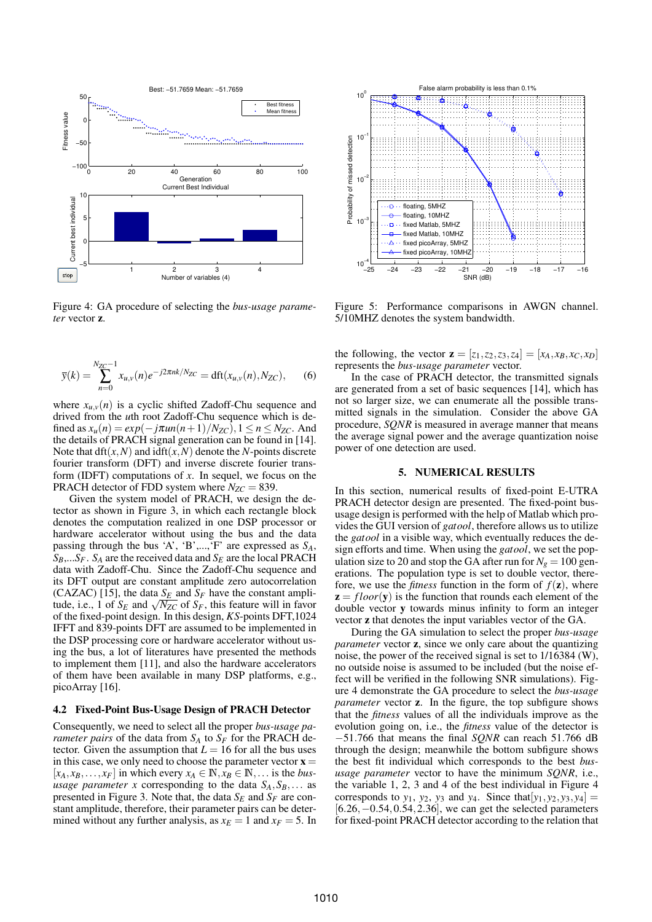Figure 4: GA procedure of selecting the *bus-usage parameter* vector **z**.

Figure 5: Performance comparisons in AWGN channel. 5/10MHZ denotes the system bandwidth.

$$\bar{y}(k) = \sum_{n=0}^{N_{ZC}-1} x_{u,v}(n) e^{-j2\pi nk/N_{ZC}} = \mathrm{dft}(x_{u,v}(n), N_{ZC}), \qquad (6)$$

where $x_{u,v}(n)$ is a cyclic shifted Zadoff-Chu sequence and drived from the $u$th root Zadoff-Chu sequence which is defined as $x_u(n) = exp(-j\pi un(n+1)/N_{ZC}), 1 \le n \le N_{ZC}$. And the details of PRACH signal generation can be found in [14]. Note that $\mathrm{dft}(x,N)$ and $\mathrm{idft}(x,N)$ denote the $N$-points discrete fourier transform (DFT) and inverse discrete fourier transform (IDFT) computations of $x$. In sequel, we focus on the PRACH detector of FDD system where $N_{ZC} = 839$.

Given the system model of PRACH, we design the detector as shown in Figure 3, in which each rectangle block denotes the computation realized in one DSP processor or hardware accelerator without using the bus and the data passing through the bus 'A', 'B',...,'F' are expressed as $S_A$, $S_B$,...$S_F$. $S_A$ are the received data and $S_E$ are the local PRACH data with Zadoff-Chu. Since the Zadoff-Chu sequence and its DFT output are constant amplitude zero autocorrelation (CAZAC) [15], the data $S_E$ and $S_F$ have the constant amplitude, i.e., 1 of $S_E$ and $\sqrt{N_{ZC}}$ of $S_F$, this feature will in favor of the fixed-point design. In this design, *KS*-points DFT,1024 IFFT and 839-points DFT are assumed to be implemented in the DSP processing core or hardware accelerator without using the bus, a lot of literatures have presented the methods to implement them [11], and also the hardware accelerators of them have been available in many DSP platforms, e.g., picoArray [16].

### 4.2 Fixed-Point Bus-Usage Design of PRACH Detector

Consequently, we need to select all the proper *bus-usage parameter pairs* of the data from $S_A$ to $S_F$ for the PRACH detector. Given the assumption that $L = 16$ for all the bus uses in this case, we only need to choose the parameter vector $\mathbf{x} = [x_A, x_B, \ldots, x_F]$ in which every $x_A \in \mathbb{N}, x_B \in \mathbb{N}, \ldots$ is the *bus-usage parameter x* corresponding to the data $S_A, S_B, \ldots$ as presented in Figure 3. Note that, the data $S_E$ and $S_F$ are constant amplitude, therefore, their parameter pairs can be determined without any further analysis, as $x_E = 1$ and $x_F = 5$. In the following, the vector $\mathbf{z} = [z_1, z_2, z_3, z_4] = [x_A, x_B, x_C, x_D]$ represents the *bus-usage parameter* vector.

In the case of PRACH detector, the transmitted signals are generated from a set of basic sequences [14], which has not so larger size, we can enumerate all the possible transmitted signals in the simulation. Consider the above GA procedure, *SQNR* is measured in average manner that means the average signal power and the average quantization noise power of one detection are used.

## 5. NUMERICAL RESULTS

In this section, numerical results of fixed-point E-UTRA PRACH detector design are presented. The fixed-point bus-usage design is performed with the help of Matlab which provides the GUI version of *gatool*, therefore allows us to utilize the *gatool* in a visible way, which eventually reduces the design efforts and time. When using the *gatool*, we set the population size to 20 and stop the GA after run for $N_g = 100$ generations. The population type is set to double vector, therefore, we use the *fitness* function in the form of $f(\mathbf{z})$, where $\mathbf{z} = floor(\mathbf{y})$ is the function that rounds each element of the double vector $\mathbf{y}$ towards minus infinity to form an integer vector $\mathbf{z}$ that denotes the input variables vector of the GA.

During the GA simulation to select the proper *bus-usage parameter* vector $\mathbf{z}$, since we only care about the quantizing noise, the power of the received signal is set to 1/16384 (W), no outside noise is assumed to be included (but the noise effect will be verified in the following SNR simulations). Figure 4 demonstrate the GA procedure to select the *bus-usage parameter* vector $\mathbf{z}$. In the figure, the top subfigure shows that the *fitness* values of all the individuals improve as the evolution going on, i.e., the *fitness* value of the detector is $-51.766$ that means the final *SQNR* can reach 51.766 dB through the design; meanwhile the bottom subfigure shows the best fit individual which corresponds to the best *bus-usage parameter* vector to have the minimum *SQNR*, i.e., the variable 1, 2, 3 and 4 of the best individual in Figure 4 corresponds to $y_1$, $y_2$, $y_3$ and $y_4$. Since that$[y_1, y_2, y_3, y_4] = [6.26, -0.54, 0.54, 2.36]$, we can get the selected parameters for fixed-point PRACH detector according to the relation that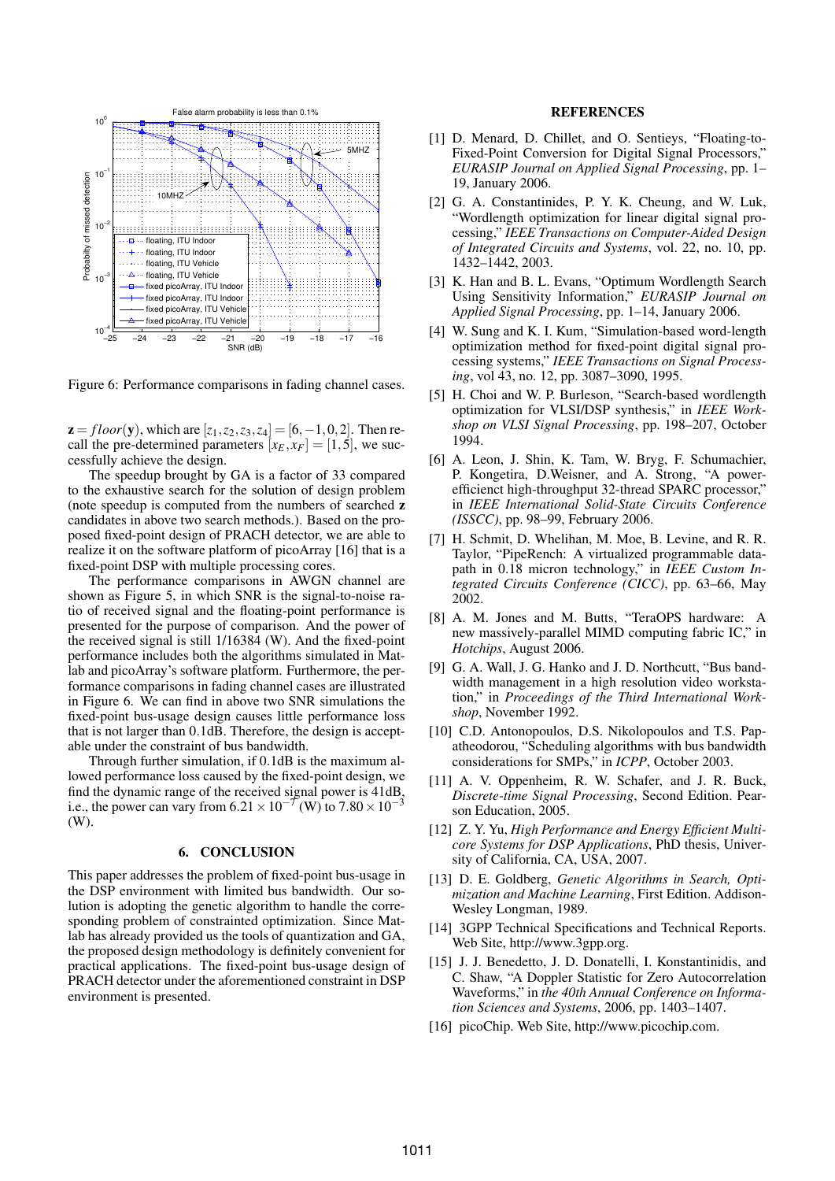False alarm probability is less than 0.1%

Probability of missed detection

SNR (dB)

5MHZ

10MHZ

floating, ITU Indoor
floating, ITU Indoor
floating, ITU Vehicle
floating, ITU Vehicle
fixed picoArray, ITU Indoor
fixed picoArray, ITU Indoor
fixed picoArray, ITU Vehicle
fixed picoArray, ITU Vehicle

$10^{0}$ $10^{-1}$ $10^{-2}$ $10^{-3}$ $10^{-4}$

−25 −24 −23 −22 −21 −20 −19 −18 −17 −16

Figure 6: Performance comparisons in fading channel cases.

$\mathbf{z} = floor(\mathbf{y})$, which are $[z_1, z_2, z_3, z_4] = [6, -1, 0, 2]$. Then recall the pre-determined parameters $[x_E, x_F] = [1, 5]$, we successfully achieve the design.

The speedup brought by GA is a factor of 33 compared to the exhaustive search for the solution of design problem (note speedup is computed from the numbers of searched $\mathbf{z}$ candidates in above two search methods.). Based on the proposed fixed-point design of PRACH detector, we are able to realize it on the software platform of picoArray [16] that is a fixed-point DSP with multiple processing cores.

The performance comparisons in AWGN channel are shown as Figure 5, in which SNR is the signal-to-noise ratio of received signal and the floating-point performance is presented for the purpose of comparison. And the power of the received signal is still 1/16384 (W). And the fixed-point performance includes both the algorithms simulated in Matlab and picoArray's software platform. Furthermore, the performance comparisons in fading channel cases are illustrated in Figure 6. We can find in above two SNR simulations the fixed-point bus-usage design causes little performance loss that is not larger than 0.1dB. Therefore, the design is acceptable under the constraint of bus bandwidth.

Through further simulation, if 0.1dB is the maximum allowed performance loss caused by the fixed-point design, we find the dynamic range of the received signal power is 41dB, i.e., the power can vary from $6.21 \times 10^{-7}$ (W) to $7.80 \times 10^{-3}$ (W).

## 6. CONCLUSION

This paper addresses the problem of fixed-point bus-usage in the DSP environment with limited bus bandwidth. Our solution is adopting the genetic algorithm to handle the corresponding problem of constrainted optimization. Since Matlab has already provided us the tools of quantization and GA, the proposed design methodology is definitely convenient for practical applications. The fixed-point bus-usage design of PRACH detector under the aforementioned constraint in DSP environment is presented.

## REFERENCES

[1] D. Menard, D. Chillet, and O. Sentieys, "Floating-to-Fixed-Point Conversion for Digital Signal Processors," *EURASIP Journal on Applied Signal Processing*, pp. 1–19, January 2006.

[2] G. A. Constantinides, P. Y. K. Cheung, and W. Luk, "Wordlength optimization for linear digital signal processing," *IEEE Transactions on Computer-Aided Design of Integrated Circuits and Systems*, vol. 22, no. 10, pp. 1432–1442, 2003.

[3] K. Han and B. L. Evans, "Optimum Wordlength Search Using Sensitivity Information," *EURASIP Journal on Applied Signal Processing*, pp. 1–14, January 2006.

[4] W. Sung and K. I. Kum, "Simulation-based word-length optimization method for fixed-point digital signal processing systems," *IEEE Transactions on Signal Processing*, vol 43, no. 12, pp. 3087–3090, 1995.

[5] H. Choi and W. P. Burleson, "Search-based wordlength optimization for VLSI/DSP synthesis," in *IEEE Workshop on VLSI Signal Processing*, pp. 198–207, October 1994.

[6] A. Leon, J. Shin, K. Tam, W. Bryg, F. Schumachier, P. Kongetira, D.Weisner, and A. Strong, "A power-efficient high-throughput 32-thread SPARC processor," in *IEEE International Solid-State Circuits Conference (ISSCC)*, pp. 98–99, February 2006.

[7] H. Schmit, D. Whelihan, M. Moe, B. Levine, and R. R. Taylor, "PipeRench: A virtualized programmable datapath in 0.18 micron technology," in *IEEE Custom Integrated Circuits Conference (CICC)*, pp. 63–66, May 2002.

[8] A. M. Jones and M. Butts, "TeraOPS hardware: A new massively-parallel MIMD computing fabric IC," in *Hotchips*, August 2006.

[9] G. A. Wall, J. G. Hanko and J. D. Northcutt, "Bus bandwidth management in a high resolution video workstation," in *Proceedings of the Third International Workshop*, November 1992.

[10] C.D. Antonopoulos, D.S. Nikolopoulos and T.S. Papatheodorou, "Scheduling algorithms with bus bandwidth considerations for SMPs," in *ICPP*, October 2003.

[11] A. V. Oppenheim, R. W. Schafer, and J. R. Buck, *Discrete-time Signal Processing*, Second Edition. Pearson Education, 2005.

[12] Z. Y. Yu, *High Performance and Energy Efficient Multicore Systems for DSP Applications*, PhD thesis, University of California, CA, USA, 2007.

[13] D. E. Goldberg, *Genetic Algorithms in Search, Optimization and Machine Learning*, First Edition. Addison-Wesley Longman, 1989.

[14] 3GPP Technical Specifications and Technical Reports. Web Site, http://www.3gpp.org.

[15] J. J. Benedetto, J. D. Donatelli, I. Konstantinidis, and C. Shaw, "A Doppler Statistic for Zero Autocorrelation Waveforms," in *the 40th Annual Conference on Information Sciences and Systems*, 2006, pp. 1403–1407.

[16] picoChip. Web Site, http://www.picochip.com.